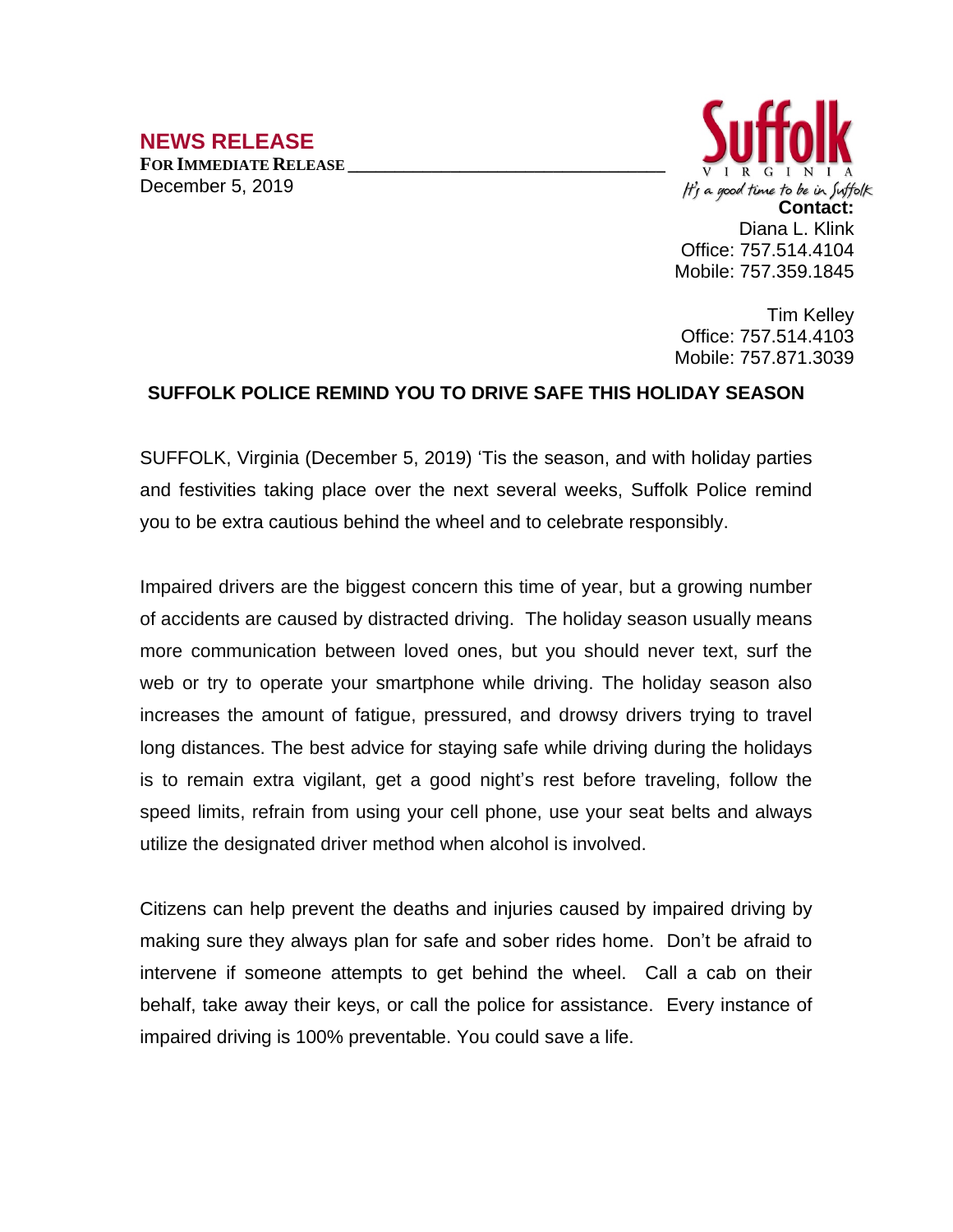## NEWS RELEASE

**FOR IMMEDIATE RELEASE**

December 5, 2019

Suffolk
VIRGINIA
*It's a good time to be in Suffolk*

**Contact:**
Diana L. Klink
Office: 757.514.4104
Mobile: 757.359.1845

Tim Kelley
Office: 757.514.4103
Mobile: 757.871.3039

# SUFFOLK POLICE REMIND YOU TO DRIVE SAFE THIS HOLIDAY SEASON

SUFFOLK, Virginia (December 5, 2019) 'Tis the season, and with holiday parties and festivities taking place over the next several weeks, Suffolk Police remind you to be extra cautious behind the wheel and to celebrate responsibly.

Impaired drivers are the biggest concern this time of year, but a growing number of accidents are caused by distracted driving. The holiday season usually means more communication between loved ones, but you should never text, surf the web or try to operate your smartphone while driving. The holiday season also increases the amount of fatigue, pressured, and drowsy drivers trying to travel long distances. The best advice for staying safe while driving during the holidays is to remain extra vigilant, get a good night's rest before traveling, follow the speed limits, refrain from using your cell phone, use your seat belts and always utilize the designated driver method when alcohol is involved.

Citizens can help prevent the deaths and injuries caused by impaired driving by making sure they always plan for safe and sober rides home. Don't be afraid to intervene if someone attempts to get behind the wheel. Call a cab on their behalf, take away their keys, or call the police for assistance. Every instance of impaired driving is 100% preventable. You could save a life.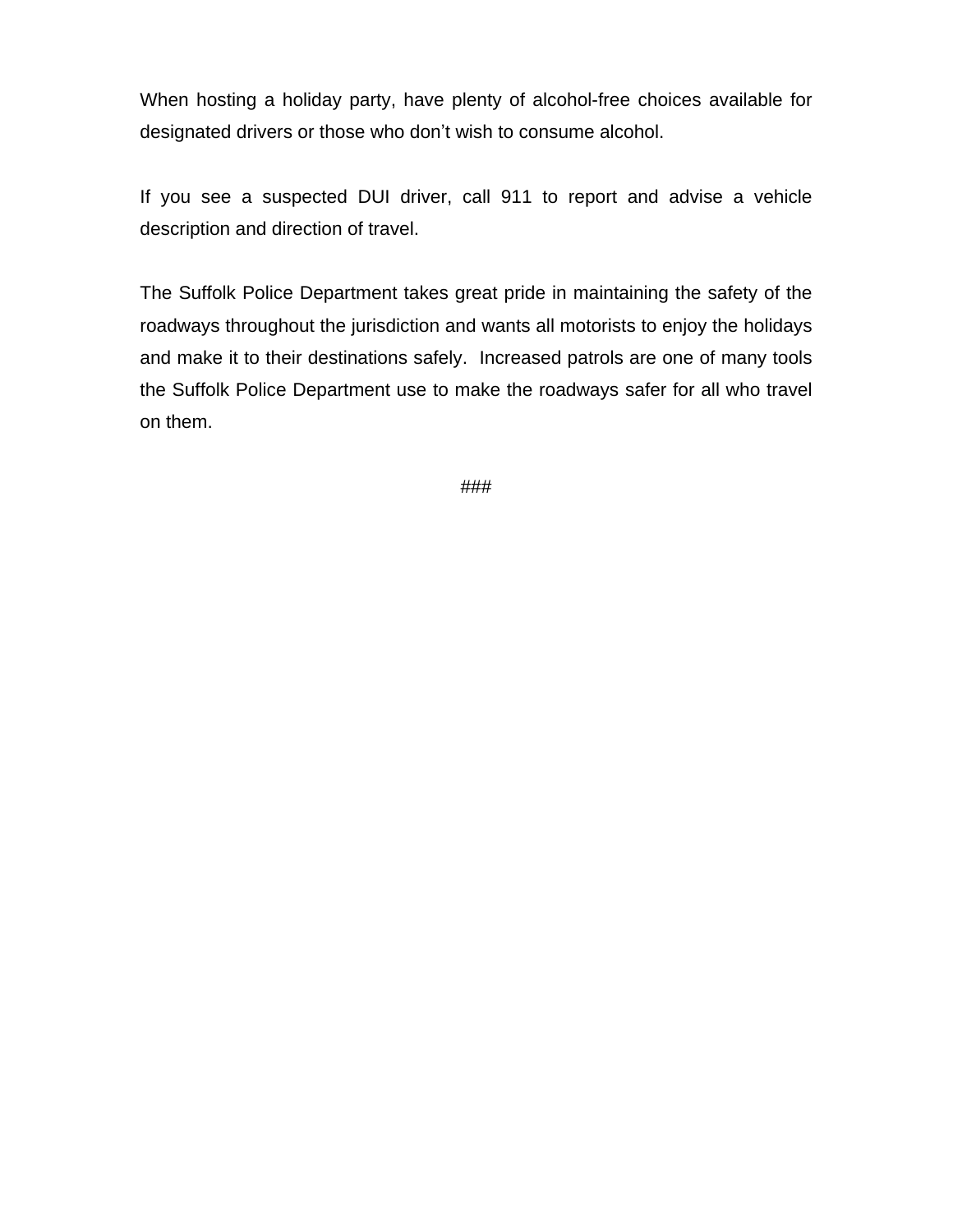When hosting a holiday party, have plenty of alcohol-free choices available for designated drivers or those who don't wish to consume alcohol.

If you see a suspected DUI driver, call 911 to report and advise a vehicle description and direction of travel.

The Suffolk Police Department takes great pride in maintaining the safety of the roadways throughout the jurisdiction and wants all motorists to enjoy the holidays and make it to their destinations safely. Increased patrols are one of many tools the Suffolk Police Department use to make the roadways safer for all who travel on them.

###